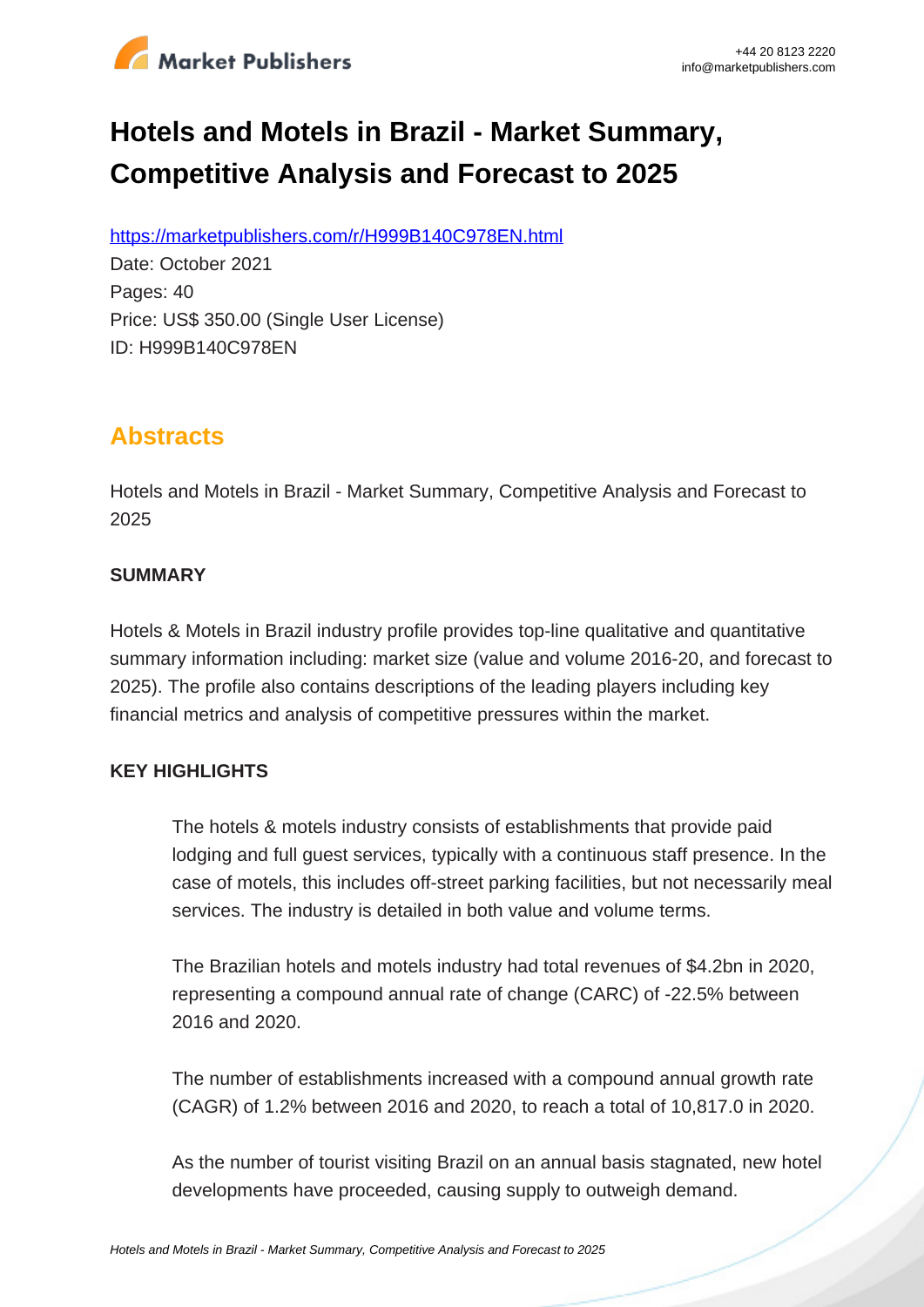# Hotels and Motels in Brazil - Market Summary, Competitive Analysis and Forecast to 2025

https://marketpublishers.com/r/H999B140C978EN.html

Date: October 2021

Pages: 40

Price: US$ 350.00 (Single User License)

ID: H999B140C978EN

## Abstracts

Hotels and Motels in Brazil - Market Summary, Competitive Analysis and Forecast to 2025

**SUMMARY**

Hotels & Motels in Brazil industry profile provides top-line qualitative and quantitative summary information including: market size (value and volume 2016-20, and forecast to 2025). The profile also contains descriptions of the leading players including key financial metrics and analysis of competitive pressures within the market.

**KEY HIGHLIGHTS**

The hotels & motels industry consists of establishments that provide paid lodging and full guest services, typically with a continuous staff presence. In the case of motels, this includes off-street parking facilities, but not necessarily meal services. The industry is detailed in both value and volume terms.

The Brazilian hotels and motels industry had total revenues of $4.2bn in 2020, representing a compound annual rate of change (CARC) of -22.5% between 2016 and 2020.

The number of establishments increased with a compound annual growth rate (CAGR) of 1.2% between 2016 and 2020, to reach a total of 10,817.0 in 2020.

As the number of tourist visiting Brazil on an annual basis stagnated, new hotel developments have proceeded, causing supply to outweigh demand.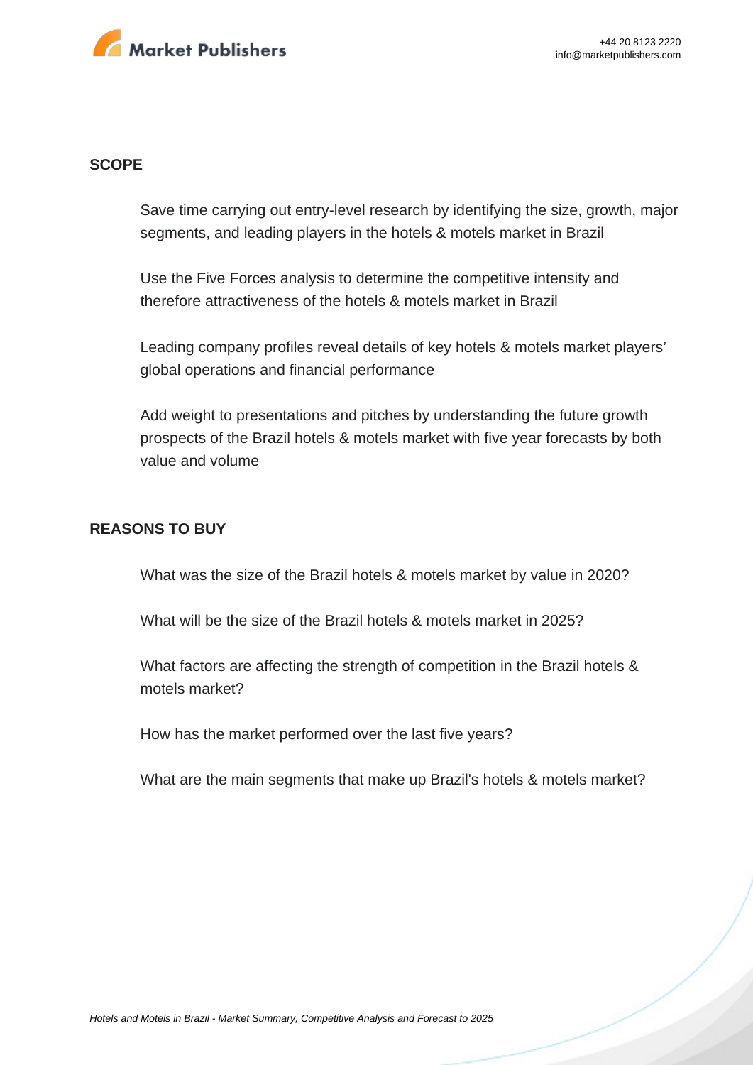## SCOPE

- Save time carrying out entry-level research by identifying the size, growth, major segments, and leading players in the hotels & motels market in Brazil
- Use the Five Forces analysis to determine the competitive intensity and therefore attractiveness of the hotels & motels market in Brazil
- Leading company profiles reveal details of key hotels & motels market players' global operations and financial performance
- Add weight to presentations and pitches by understanding the future growth prospects of the Brazil hotels & motels market with five year forecasts by both value and volume

## REASONS TO BUY

- What was the size of the Brazil hotels & motels market by value in 2020?
- What will be the size of the Brazil hotels & motels market in 2025?
- What factors are affecting the strength of competition in the Brazil hotels & motels market?
- How has the market performed over the last five years?
- What are the main segments that make up Brazil's hotels & motels market?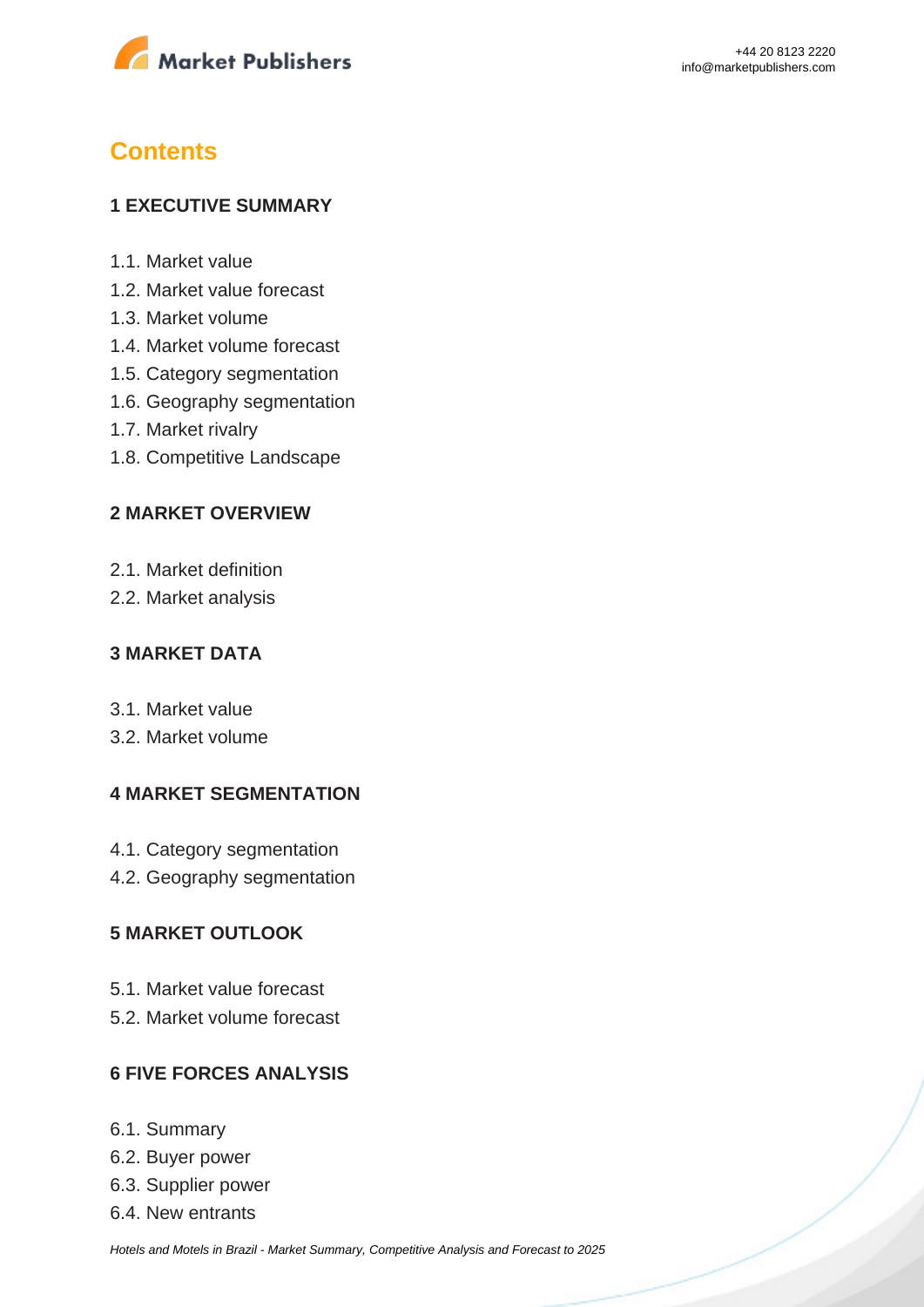# Contents

### 1 EXECUTIVE SUMMARY

1.1. Market value
1.2. Market value forecast
1.3. Market volume
1.4. Market volume forecast
1.5. Category segmentation
1.6. Geography segmentation
1.7. Market rivalry
1.8. Competitive Landscape

### 2 MARKET OVERVIEW

2.1. Market definition
2.2. Market analysis

### 3 MARKET DATA

3.1. Market value
3.2. Market volume

### 4 MARKET SEGMENTATION

4.1. Category segmentation
4.2. Geography segmentation

### 5 MARKET OUTLOOK

5.1. Market value forecast
5.2. Market volume forecast

### 6 FIVE FORCES ANALYSIS

6.1. Summary
6.2. Buyer power
6.3. Supplier power
6.4. New entrants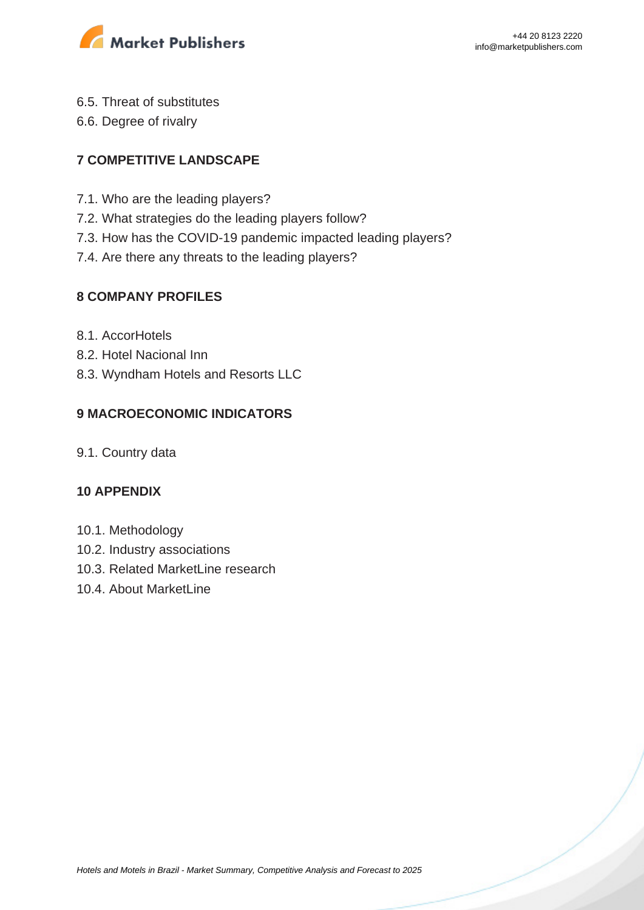6.5. Threat of substitutes
6.6. Degree of rivalry

## 7 COMPETITIVE LANDSCAPE

7.1. Who are the leading players?
7.2. What strategies do the leading players follow?
7.3. How has the COVID-19 pandemic impacted leading players?
7.4. Are there any threats to the leading players?

## 8 COMPANY PROFILES

8.1. AccorHotels
8.2. Hotel Nacional Inn
8.3. Wyndham Hotels and Resorts LLC

## 9 MACROECONOMIC INDICATORS

9.1. Country data

## 10 APPENDIX

10.1. Methodology
10.2. Industry associations
10.3. Related MarketLine research
10.4. About MarketLine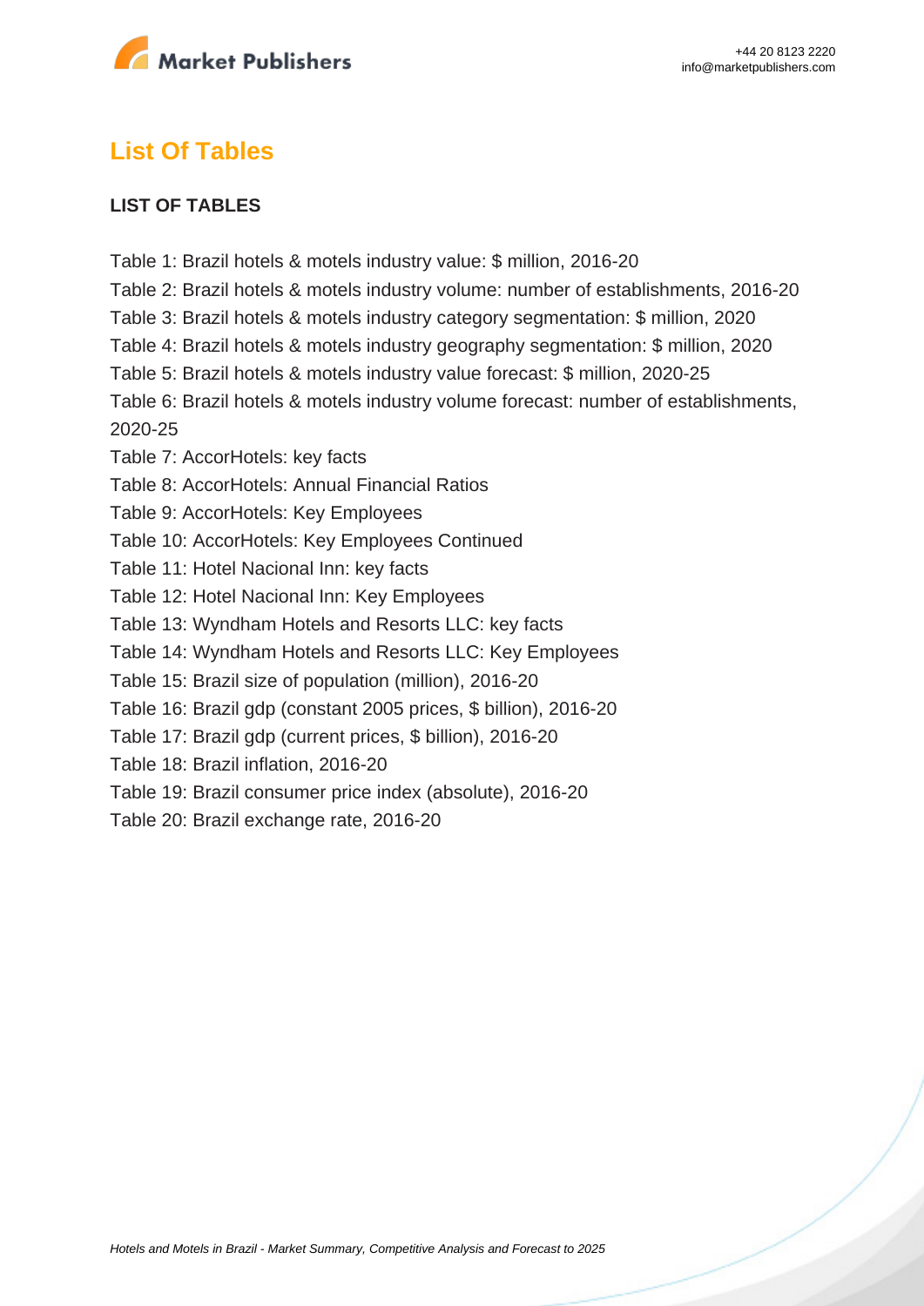## List Of Tables

**LIST OF TABLES**

Table 1: Brazil hotels & motels industry value: $ million, 2016-20
Table 2: Brazil hotels & motels industry volume: number of establishments, 2016-20
Table 3: Brazil hotels & motels industry category segmentation: $ million, 2020
Table 4: Brazil hotels & motels industry geography segmentation: $ million, 2020
Table 5: Brazil hotels & motels industry value forecast: $ million, 2020-25
Table 6: Brazil hotels & motels industry volume forecast: number of establishments, 2020-25
Table 7: AccorHotels: key facts
Table 8: AccorHotels: Annual Financial Ratios
Table 9: AccorHotels: Key Employees
Table 10: AccorHotels: Key Employees Continued
Table 11: Hotel Nacional Inn: key facts
Table 12: Hotel Nacional Inn: Key Employees
Table 13: Wyndham Hotels and Resorts LLC: key facts
Table 14: Wyndham Hotels and Resorts LLC: Key Employees
Table 15: Brazil size of population (million), 2016-20
Table 16: Brazil gdp (constant 2005 prices, $ billion), 2016-20
Table 17: Brazil gdp (current prices, $ billion), 2016-20
Table 18: Brazil inflation, 2016-20
Table 19: Brazil consumer price index (absolute), 2016-20
Table 20: Brazil exchange rate, 2016-20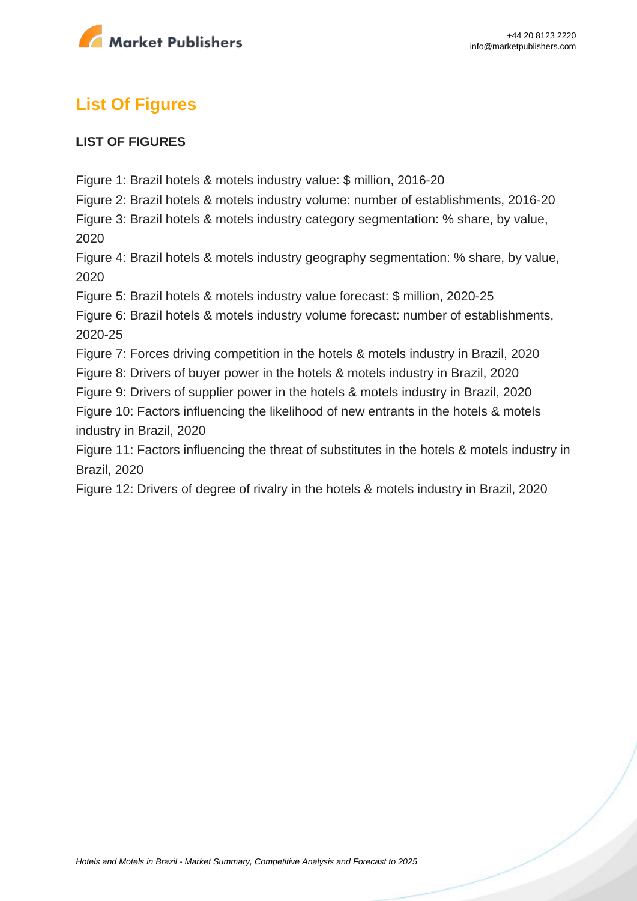## List Of Figures

**LIST OF FIGURES**

Figure 1: Brazil hotels & motels industry value: $ million, 2016-20
Figure 2: Brazil hotels & motels industry volume: number of establishments, 2016-20
Figure 3: Brazil hotels & motels industry category segmentation: % share, by value, 2020
Figure 4: Brazil hotels & motels industry geography segmentation: % share, by value, 2020
Figure 5: Brazil hotels & motels industry value forecast: $ million, 2020-25
Figure 6: Brazil hotels & motels industry volume forecast: number of establishments, 2020-25
Figure 7: Forces driving competition in the hotels & motels industry in Brazil, 2020
Figure 8: Drivers of buyer power in the hotels & motels industry in Brazil, 2020
Figure 9: Drivers of supplier power in the hotels & motels industry in Brazil, 2020
Figure 10: Factors influencing the likelihood of new entrants in the hotels & motels industry in Brazil, 2020
Figure 11: Factors influencing the threat of substitutes in the hotels & motels industry in Brazil, 2020
Figure 12: Drivers of degree of rivalry in the hotels & motels industry in Brazil, 2020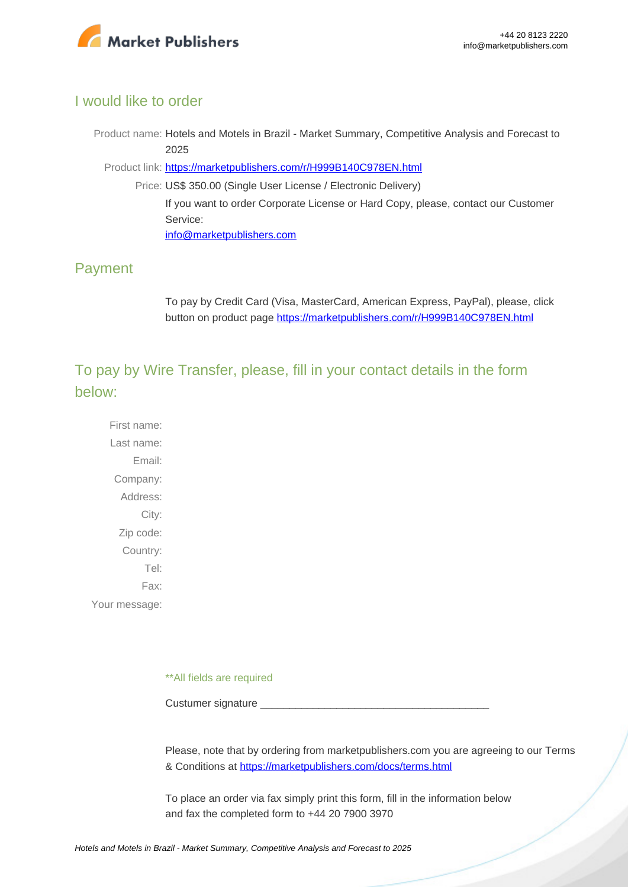## I would like to order

Product name: Hotels and Motels in Brazil - Market Summary, Competitive Analysis and Forecast to 2025

Product link: [https://marketpublishers.com/r/H999B140C978EN.html](https://marketpublishers.com/r/H999B140C978EN.html)

Price: US$ 350.00 (Single User License / Electronic Delivery)

If you want to order Corporate License or Hard Copy, please, contact our Customer Service:

[info@marketpublishers.com](mailto:info@marketpublishers.com)

## Payment

To pay by Credit Card (Visa, MasterCard, American Express, PayPal), please, click button on product page [https://marketpublishers.com/r/H999B140C978EN.html](https://marketpublishers.com/r/H999B140C978EN.html)

## To pay by Wire Transfer, please, fill in your contact details in the form below:

First name:

Last name:

Email:

Company:

Address:

City:

Zip code:

Country:

Tel:

Fax:

Your message:

**All fields are required

Custumer signature ________________________________________

Please, note that by ordering from marketpublishers.com you are agreeing to our Terms & Conditions at [https://marketpublishers.com/docs/terms.html](https://marketpublishers.com/docs/terms.html)

To place an order via fax simply print this form, fill in the information below and fax the completed form to +44 20 7900 3970